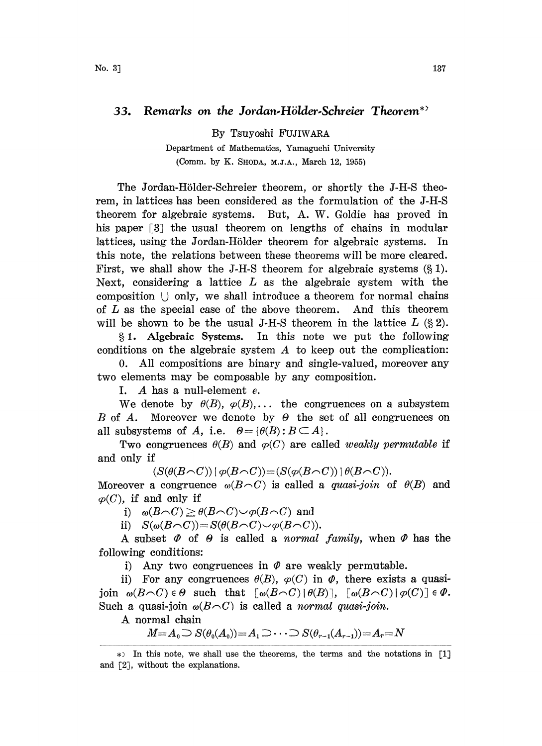# 33. Remarks on the Jordan-Hölder-Schreier Theorem*)

By Tsuyoshi FUJIWARA

Department of Mathematics, Yamaguchi University

(Comm. by K. SHODA, M.J.A., March 12, 1955)

The Jordan-Hölder-Schreier theorem, or shortly the J-H-S theorem, in lattices has been considered as the formulation of the J-H-S theorem for algebraic systems. But, A. W. Goldie has proved in his paper [3] the usual theorem on lengths of chains in modular lattices, using the Jordan-Hölder theorem for algebraic systems. In this note, the relations between these theorems will be more cleared. First, we shall show the J-H-S theorem for algebraic systems (§ 1). Next, considering a lattice $L$ as the algebraic system with the composition $\cup$ only, we shall introduce a theorem for normal chains of $L$ as the special case of the above theorem. And this theorem will be shown to be the usual J-H-S theorem in the lattice $L$ (§ 2).

**§ 1. Algebraic Systems.** In this note we put the following conditions on the algebraic system $A$ to keep out the complication:

0. All compositions are binary and single-valued, moreover any two elements may be composable by any composition.

I. $A$ has a null-element $e$.

We denote by $\theta(B)$, $\varphi(B),\dots$ the congruences on a subsystem $B$ of $A$. Moreover we denote by $\Theta$ the set of all congruences on all subsystems of $A$, i.e. $\Theta=\{\theta(B):B\subset A\}$.

Two congruences $\theta(B)$ and $\varphi(C)$ are called *weakly permutable* if and only if

$$(S(\theta(B\frown C))\,|\,\varphi(B\frown C))=(S(\varphi(B\frown C))\,|\,\theta(B\frown C)).$$

Moreover a congruence $\omega(B\frown C)$ is called a *quasi-join* of $\theta(B)$ and $\varphi(C)$, if and only if

i) $\omega(B\frown C)\geqq\theta(B\frown C)\smile\varphi(B\frown C)$ and

ii) $S(\omega(B\frown C))=S(\theta(B\frown C)\smile\varphi(B\frown C))$.

A subset $\Phi$ of $\Theta$ is called a *normal family*, when $\Phi$ has the following conditions:

i) Any two congruences in $\Phi$ are weakly permutable.

ii) For any congruences $\theta(B)$, $\varphi(C)$ in $\Phi$, there exists a quasi-join $\omega(B\frown C)\in\Theta$ such that $[\omega(B\frown C)\,|\,\theta(B)]$, $[\omega(B\frown C)\,|\,\varphi(C)]\in\Phi$. Such a quasi-join $\omega(B\frown C)$ is called a *normal quasi-join.*

A normal chain

$$M=A_0\supset S(\theta_0(A_0))=A_1\supset\cdots\supset S(\theta_{r-1}(A_{r-1}))=A_r=N$$

*) In this note, we shall use the theorems, the terms and the notations in [1] and [2], without the explanations.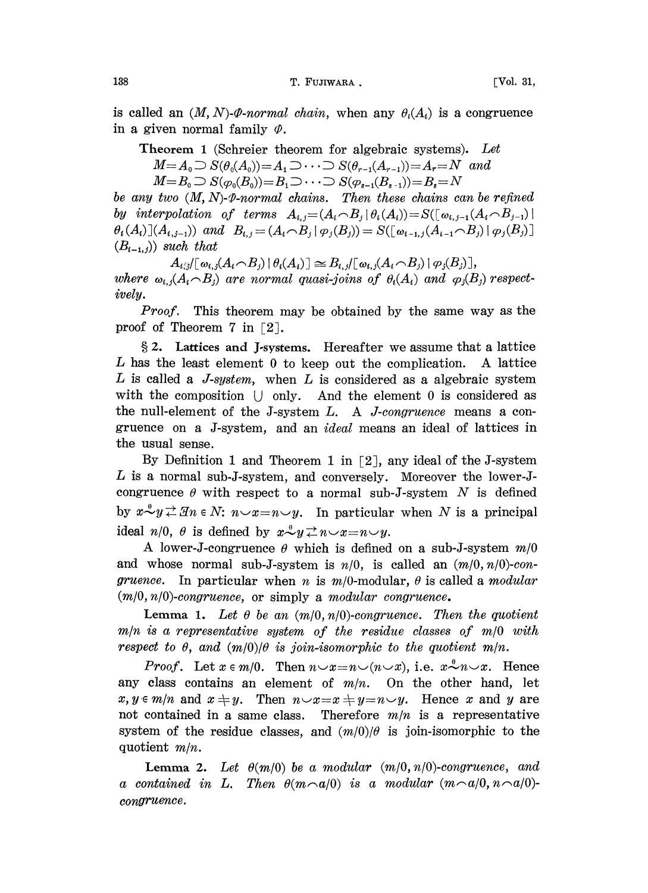is called an $(M, N)$-$\Phi$-*normal chain*, when any $\theta_i(A_i)$ is a congruence in a given normal family $\Phi$.

**Theorem 1** (Schreier theorem for algebraic systems). *Let*

$$M=A_0 \supset S(\theta_0(A_0))=A_1 \supset \cdots \supset S(\theta_{r-1}(A_{r-1}))=A_r=N \text{ and}$$
$$M=B_0 \supset S(\varphi_0(B_0))=B_1 \supset \cdots \supset S(\varphi_{s-1}(B_{s-1}))=B_s=N$$

*be any two $(M, N)$-$\Phi$-normal chains. Then these chains can be refined by interpolation of terms $A_{i,j}=(A_i \frown B_j \mid \theta_i(A_i))=S([\omega_{i,j-1}(A_i \frown B_{j-1}) \mid \theta_i(A_i)](A_{i,j-1}))$ and $B_{i,j}=(A_i \frown B_j \mid \varphi_j(B_j))=S([\omega_{i-1,j}(A_{i-1} \frown B_j) \mid \varphi_j(B_j)](B_{i-1,j}))$ such that*

$$A_{i,j}/[\omega_{i,j}(A_i \frown B_j) \mid \theta_i(A_i)] \cong B_{i,j}/[\omega_{i,j}(A_i \frown B_j) \mid \varphi_j(B_j)],$$

*where $\omega_{i,j}(A_i \frown B_j)$ are normal quasi-joins of $\theta_i(A_i)$ and $\varphi_j(B_j)$ respectively.*

*Proof*. This theorem may be obtained by the same way as the proof of Theorem 7 in [2].

## § 2. Lattices and J-systems.

Hereafter we assume that a lattice $L$ has the least element 0 to keep out the complication. A lattice $L$ is called a *J-system*, when $L$ is considered as a algebraic system with the composition $\cup$ only. And the element 0 is considered as the null-element of the J-system $L$. A *J-congruence* means a congruence on a J-system, and an *ideal* means an ideal of lattices in the usual sense.

By Definition 1 and Theorem 1 in [2], any ideal of the J-system $L$ is a normal sub-J-system, and conversely. Moreover the lower-J-congruence $\theta$ with respect to a normal sub-J-system $N$ is defined by $x \overset{\theta}{\sim} y \rightleftarrows \exists n \in N\colon n \smile x = n \smile y$. In particular when $N$ is a principal ideal $n/0$, $\theta$ is defined by $x \overset{\theta}{\sim} y \rightleftarrows n \smile x = n \smile y$.

A lower-J-congruence $\theta$ which is defined on a sub-J-system $m/0$ and whose normal sub-J-system is $n/0$, is called an $(m/0, n/0)$-*congruence*. In particular when $n$ is $m/0$-modular, $\theta$ is called a *modular* $(m/0, n/0)$-*congruence*, or simply a *modular congruence*.

**Lemma 1.** *Let $\theta$ be an $(m/0, n/0)$-congruence. Then the quotient $m/n$ is a representative system of the residue classes of $m/0$ with respect to $\theta$, and $(m/0)/\theta$ is join-isomorphic to the quotient $m/n$.*

*Proof*. Let $x \in m/0$. Then $n \smile x = n \smile (n \smile x)$, i.e. $x \overset{\theta}{\sim} n \smile x$. Hence any class contains an element of $m/n$. On the other hand, let $x, y \in m/n$ and $x \neq y$. Then $n \smile x = x \neq y = n \smile y$. Hence $x$ and $y$ are not contained in a same class. Therefore $m/n$ is a representative system of the residue classes, and $(m/0)/\theta$ is join-isomorphic to the quotient $m/n$.

**Lemma 2.** *Let $\theta(m/0)$ be a modular $(m/0, n/0)$-congruence, and $a$ contained in $L$. Then $\theta(m \frown a/0)$ is a modular $(m \frown a/0, n \frown a/0)$-congruence.*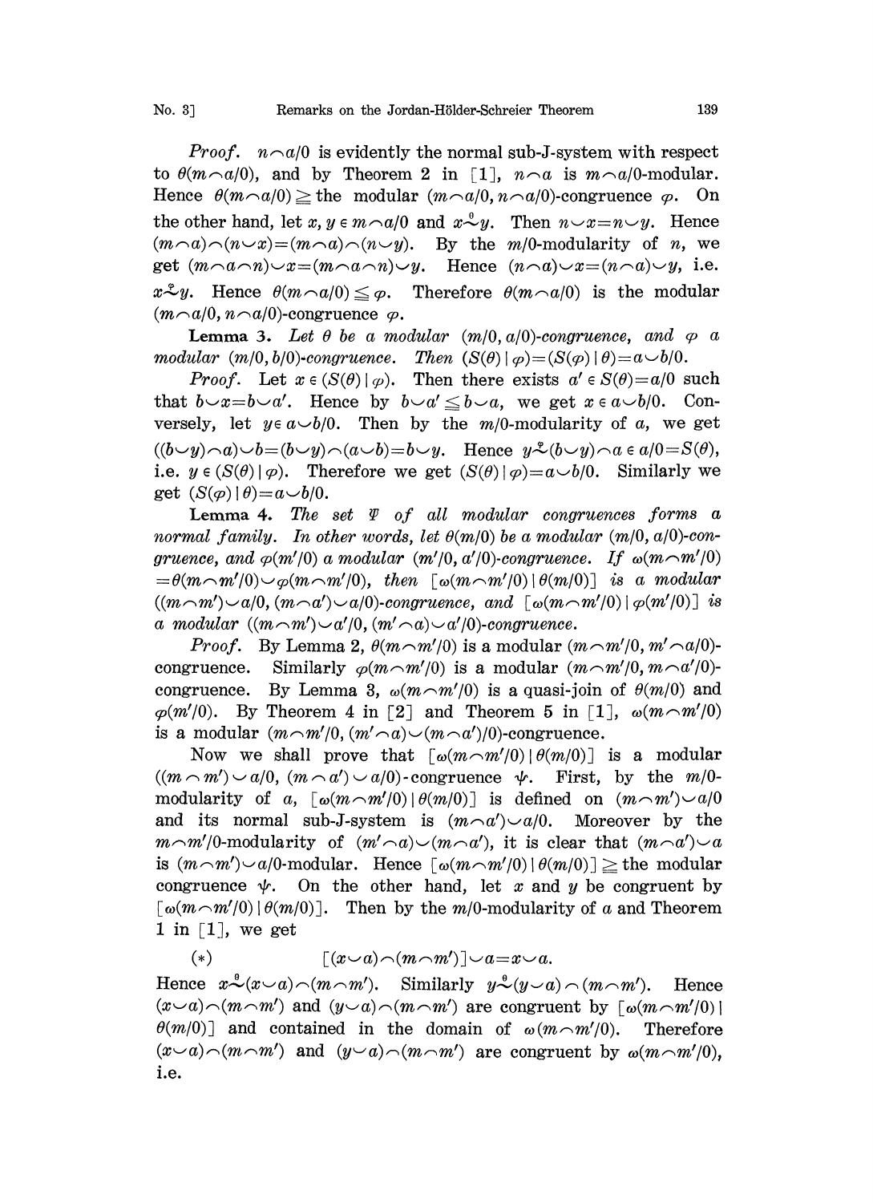*Proof.* $n \frown a/0$ is evidently the normal sub-J-system with respect to $\theta(m \frown a/0)$, and by Theorem 2 in [1], $n \frown a$ is $m \frown a/0$-modular. Hence $\theta(m \frown a/0) \geqq$ the modular $(m \frown a/0, n \frown a/0)$-congruence $\varphi$. On the other hand, let $x, y \in m \frown a/0$ and $x \overset{\theta}{\sim} y$. Then $n \smile x = n \smile y$. Hence $(m \frown a) \frown (n \smile x) = (m \frown a) \frown (n \smile y)$. By the $m/0$-modularity of $n$, we get $(m \frown a \frown n) \smile x = (m \frown a \frown n) \smile y$. Hence $(n \frown a) \smile x = (n \frown a) \smile y$, i.e. $x \overset{\varphi}{\sim} y$. Hence $\theta(m \frown a/0) \leqq \varphi$. Therefore $\theta(m \frown a/0)$ is the modular $(m \frown a/0, n \frown a/0)$-congruence $\varphi$.

**Lemma 3.** *Let $\theta$ be a modular $(m/0, a/0)$-congruence, and $\varphi$ a modular $(m/0, b/0)$-congruence. Then $(S(\theta) \mid \varphi) = (S(\varphi) \mid \theta) = a \smile b/0$.*

*Proof.* Let $x \in (S(\theta) \mid \varphi)$. Then there exists $a' \in S(\theta) = a/0$ such that $b \smile x = b \smile a'$. Hence by $b \smile a' \leqq b \smile a$, we get $x \in a \smile b/0$. Conversely, let $y \in a \smile b/0$. Then by the $m/0$-modularity of $a$, we get $((b \smile y) \frown a) \smile b = (b \smile y) \frown (a \smile b) = b \smile y$. Hence $y \overset{\varphi}{\sim} (b \smile y) \frown a \in a/0 = S(\theta)$, i.e. $y \in (S(\theta) \mid \varphi)$. Therefore we get $(S(\theta) \mid \varphi) = a \smile b/0$. Similarly we get $(S(\varphi) \mid \theta) = a \smile b/0$.

**Lemma 4.** *The set $\Psi$ of all modular congruences forms a normal family. In other words, let $\theta(m/0)$ be a modular $(m/0, a/0)$-congruence, and $\varphi(m'/0)$ a modular $(m'/0, a'/0)$-congruence. If $\omega(m \frown m'/0) = \theta(m \frown m'/0) \smile \varphi(m \frown m'/0)$, then $[\omega(m \frown m'/0) \mid \theta(m/0)]$ is a modular $((m \frown m') \smile a/0, (m \frown a') \smile a/0)$-congruence, and $[\omega(m \frown m'/0) \mid \varphi(m'/0)]$ is a modular $((m \frown m') \smile a'/0, (m' \frown a) \smile a'/0)$-congruence.*

*Proof.* By Lemma 2, $\theta(m \frown m'/0)$ is a modular $(m \frown m'/0, m' \frown a/0)$-congruence. Similarly $\varphi(m \frown m'/0)$ is a modular $(m \frown m'/0, m \frown a'/0)$-congruence. By Lemma 3, $\omega(m \frown m'/0)$ is a quasi-join of $\theta(m/0)$ and $\varphi(m'/0)$. By Theorem 4 in [2] and Theorem 5 in [1], $\omega(m \frown m'/0)$ is a modular $(m \frown m'/0, (m' \frown a) \smile (m \frown a')/0)$-congruence.

Now we shall prove that $[\omega(m \frown m'/0) \mid \theta(m/0)]$ is a modular $((m \frown m') \smile a/0, (m \frown a') \smile a/0)$-congruence $\psi$. First, by the $m/0$-modularity of $a$, $[\omega(m \frown m'/0) \mid \theta(m/0)]$ is defined on $(m \frown m') \smile a/0$ and its normal sub-J-system is $(m \frown a') \smile a/0$. Moreover by the $m \frown m'/0$-modularity of $(m' \frown a) \smile (m \frown a')$, it is clear that $(m \frown a') \smile a$ is $(m \frown m') \smile a/0$-modular. Hence $[\omega(m \frown m'/0) \mid \theta(m/0)] \geqq$ the modular congruence $\psi$. On the other hand, let $x$ and $y$ be congruent by $[\omega(m \frown m'/0) \mid \theta(m/0)]$. Then by the $m/0$-modularity of $a$ and Theorem 1 in [1], we get

$$(*) \qquad [(x \smile a) \frown (m \frown m')] \smile a = x \smile a.$$

Hence $x \overset{\theta}{\sim} (x \smile a) \frown (m \frown m')$. Similarly $y \overset{\theta}{\sim} (y \smile a) \frown (m \frown m')$. Hence $(x \smile a) \frown (m \frown m')$ and $(y \smile a) \frown (m \frown m')$ are congruent by $[\omega(m \frown m'/0) \mid \theta(m/0)]$ and contained in the domain of $\omega(m \frown m'/0)$. Therefore $(x \smile a) \frown (m \frown m')$ and $(y \smile a) \frown (m \frown m')$ are congruent by $\omega(m \frown m'/0)$, i.e.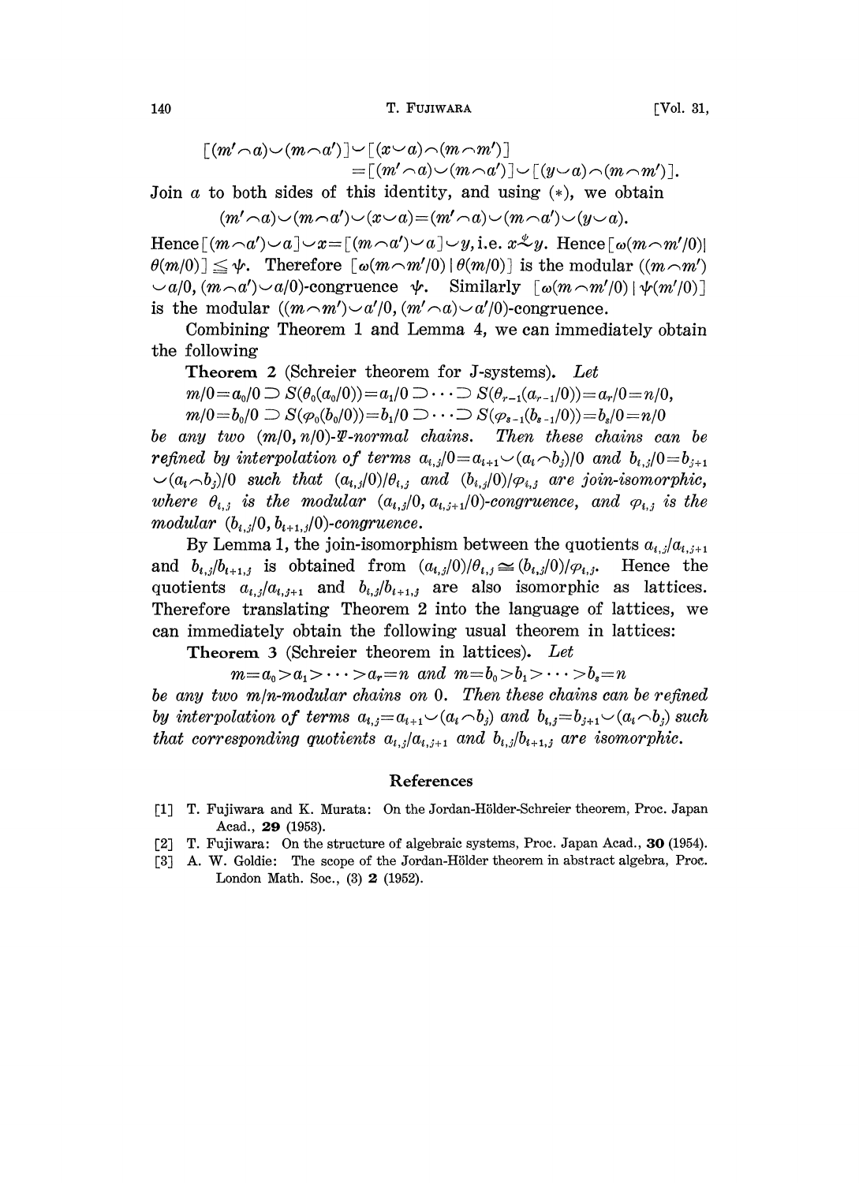$$[(m'\frown a)\smile(m\frown a')]\smile[(x\smile a)\frown(m\frown m')]$$
$$=[(m'\frown a)\smile(m\frown a')]\smile[(y\smile a)\frown(m\frown m')].$$

Join $a$ to both sides of this identity, and using (*), we obtain

$$(m'\frown a)\smile(m\frown a')\smile(x\smile a)=(m'\frown a)\smile(m\frown a')\smile(y\smile a).$$

Hence $[(m\frown a')\smile a]\smile x=[(m\frown a')\smile a]\smile y$, i.e. $x\overset{\psi}{\smile}y$. Hence $[\omega(m\frown m'/0)|\theta(m/0)]\leqq\psi$. Therefore $[\omega(m\frown m'/0)\,|\,\theta(m/0)]$ is the modular $((m\frown m')\smile a/0, (m\frown a')\smile a/0)$-congruence $\psi$. Similarly $[\omega(m\frown m'/0)\,|\,\psi(m'/0)]$ is the modular $((m\frown m')\smile a'/0, (m'\frown a)\smile a'/0)$-congruence.

Combining Theorem 1 and Lemma 4, we can immediately obtain the following

**Theorem 2** (Schreier theorem for J-systems). *Let*

$m/0=a_0/0\supset S(\theta_0(a_0/0))=a_1/0\supset\cdots\supset S(\theta_{r-1}(a_{r-1}/0))=a_r/0=n/0,$

$m/0=b_0/0\supset S(\varphi_0(b_0/0))=b_1/0\supset\cdots\supset S(\varphi_{s-1}(b_{s-1}/0))=b_s/0=n/0$

*be any two $(m/0, n/0)$-$\Psi$-normal chains. Then these chains can be refined by interpolation of terms $a_{i,j}/0=a_{i+1}\smile(a_i\frown b_j)/0$ and $b_{i,j}/0=b_{j+1}\smile(a_i\frown b_j)/0$ such that $(a_{i,j}/0)/\theta_{i,j}$ and $(b_{i,j}/0)/\varphi_{i,j}$ are join-isomorphic, where $\theta_{i,j}$ is the modular $(a_{i,j}/0, a_{i,j+1}/0)$-congruence, and $\varphi_{i,j}$ is the modular $(b_{i,j}/0, b_{i+1,j}/0)$-congruence.*

By Lemma 1, the join-isomorphism between the quotients $a_{i,j}/a_{i,j+1}$ and $b_{i,j}/b_{i+1,j}$ is obtained from $(a_{i,j}/0)/\theta_{i,j}\cong(b_{i,j}/0)/\varphi_{i,j}$. Hence the quotients $a_{i,j}/a_{i,j+1}$ and $b_{i,j}/b_{i+1,j}$ are also isomorphic as lattices. Therefore translating Theorem 2 into the language of lattices, we can immediately obtain the following usual theorem in lattices:

**Theorem 3** (Schreier theorem in lattices). *Let*

$$m=a_0>a_1>\cdots>a_r=n \text{ and } m=b_0>b_1>\cdots>b_s=n$$

*be any two $m/n$-modular chains on 0. Then these chains can be refined by interpolation of terms $a_{i,j}=a_{i+1}\smile(a_i\frown b_j)$ and $b_{i,j}=b_{j+1}\smile(a_i\frown b_j)$ such that corresponding quotients $a_{i,j}/a_{i,j+1}$ and $b_{i,j}/b_{i+1,j}$ are isomorphic.*

## References

[1] T. Fujiwara and K. Murata: On the Jordan-Hölder-Schreier theorem, Proc. Japan Acad., **29** (1953).

[2] T. Fujiwara: On the structure of algebraic systems, Proc. Japan Acad., **30** (1954).

[3] A. W. Goldie: The scope of the Jordan-Hölder theorem in abstract algebra, Proc. London Math. Soc., (3) **2** (1952).